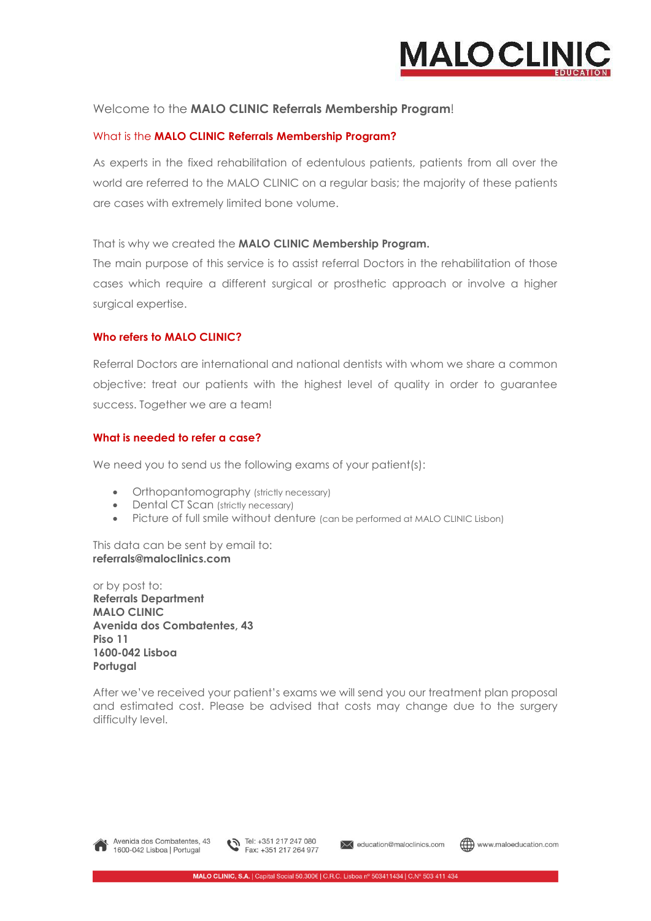Welcome to the **MALO CLINIC Referrals Membership Program**!

## What is the MALO CLINIC Referrals Membership Program?

As experts in the fixed rehabilitation of edentulous patients, patients from all over the world are referred to the MALO CLINIC on a regular basis; the majority of these patients are cases with extremely limited bone volume.

That is why we created the **MALO CLINIC Membership Program.**
The main purpose of this service is to assist referral Doctors in the rehabilitation of those cases which require a different surgical or prosthetic approach or involve a higher surgical expertise.

## Who refers to MALO CLINIC?

Referral Doctors are international and national dentists with whom we share a common objective: treat our patients with the highest level of quality in order to guarantee success. Together we are a team!

## What is needed to refer a case?

We need you to send us the following exams of your patient(s):

- Orthopantomography (strictly necessary)
- Dental CT Scan (strictly necessary)
- Picture of full smile without denture (can be performed at MALO CLINIC Lisbon)

This data can be sent by email to:
**referrals@maloclinics.com**

or by post to:
**Referrals Department**
**MALO CLINIC**
**Avenida dos Combatentes, 43**
**Piso 11**
**1600-042 Lisboa**
**Portugal**

After we've received your patient's exams we will send you our treatment plan proposal and estimated cost. Please be advised that costs may change due to the surgery difficulty level.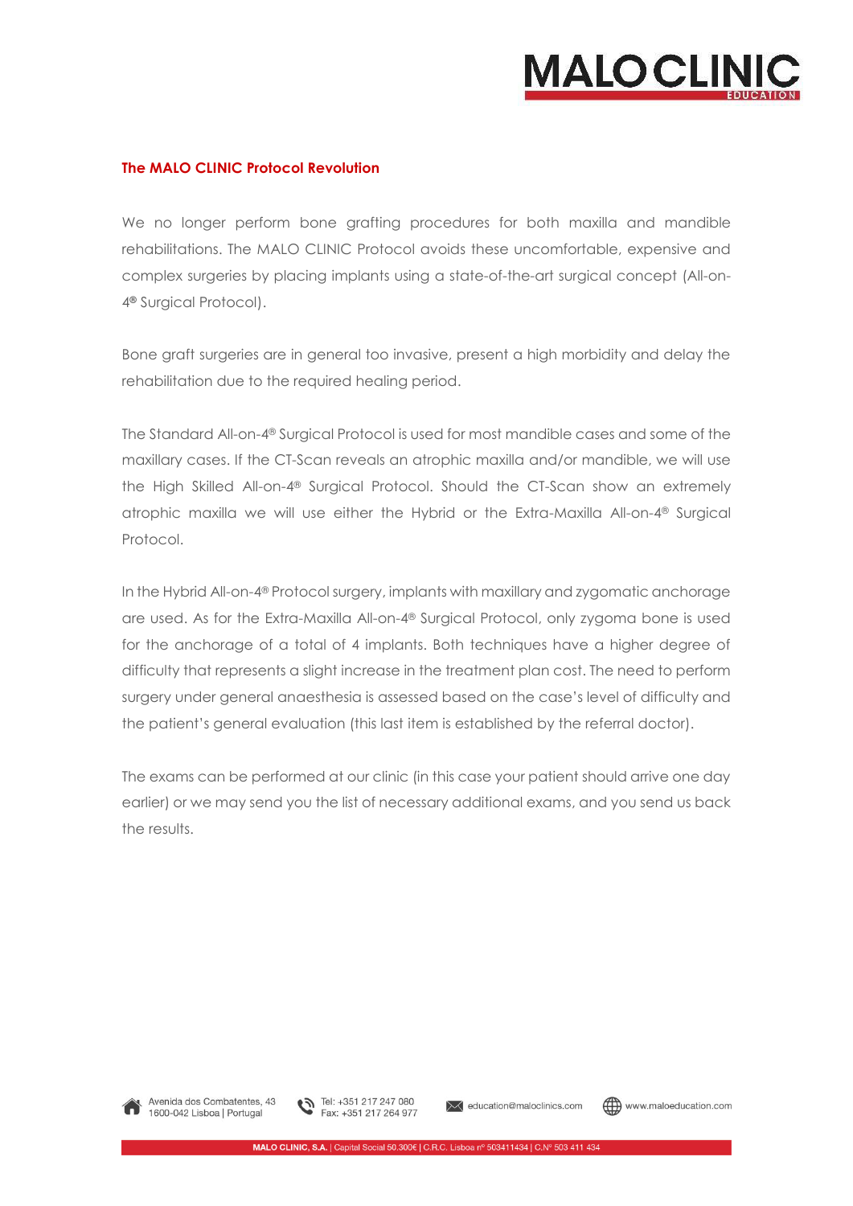## The MALO CLINIC Protocol Revolution

We no longer perform bone grafting procedures for both maxilla and mandible rehabilitations. The MALO CLINIC Protocol avoids these uncomfortable, expensive and complex surgeries by placing implants using a state-of-the-art surgical concept (All-on-4® Surgical Protocol).

Bone graft surgeries are in general too invasive, present a high morbidity and delay the rehabilitation due to the required healing period.

The Standard All-on-4® Surgical Protocol is used for most mandible cases and some of the maxillary cases. If the CT-Scan reveals an atrophic maxilla and/or mandible, we will use the High Skilled All-on-4® Surgical Protocol. Should the CT-Scan show an extremely atrophic maxilla we will use either the Hybrid or the Extra-Maxilla All-on-4® Surgical Protocol.

In the Hybrid All-on-4® Protocol surgery, implants with maxillary and zygomatic anchorage are used. As for the Extra-Maxilla All-on-4® Surgical Protocol, only zygoma bone is used for the anchorage of a total of 4 implants. Both techniques have a higher degree of difficulty that represents a slight increase in the treatment plan cost. The need to perform surgery under general anaesthesia is assessed based on the case's level of difficulty and the patient's general evaluation (this last item is established by the referral doctor).

The exams can be performed at our clinic (in this case your patient should arrive one day earlier) or we may send you the list of necessary additional exams, and you send us back the results.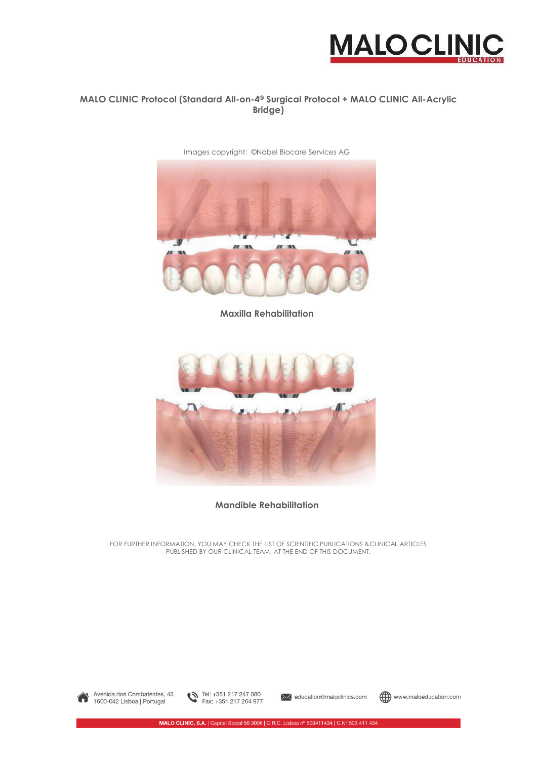## MALO CLINIC Protocol (Standard All-on-4® Surgical Protocol + MALO CLINIC All-Acrylic Bridge)

Images copyright: ©Nobel Biocare Services AG

**Maxilla Rehabilitation**

**Mandible Rehabilitation**

FOR FURTHER INFORMATION, YOU MAY CHECK THE LIST OF SCIENTIFIC PUBLICATIONS &CLINICAL ARTICLES PUBLISHED BY OUR CLINICAL TEAM, AT THE END OF THIS DOCUMENT.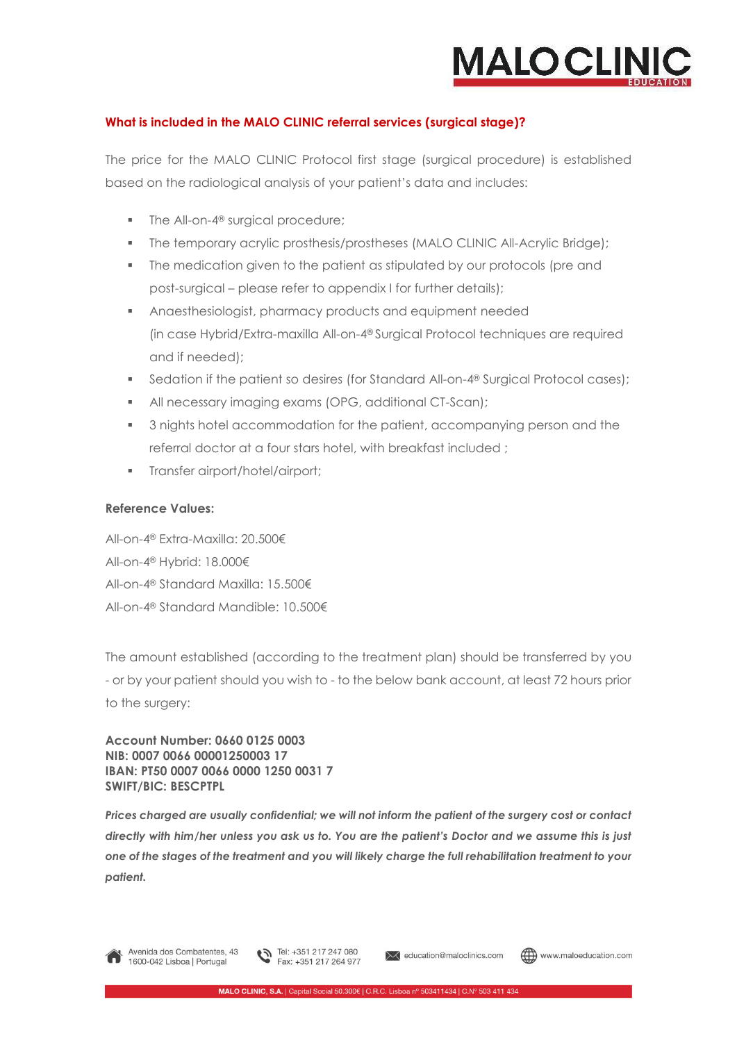## What is included in the MALO CLINIC referral services (surgical stage)?

The price for the MALO CLINIC Protocol first stage (surgical procedure) is established based on the radiological analysis of your patient's data and includes:

- The All-on-4® surgical procedure;
- The temporary acrylic prosthesis/prostheses (MALO CLINIC All-Acrylic Bridge);
- The medication given to the patient as stipulated by our protocols (pre and post-surgical – please refer to appendix I for further details);
- Anaesthesiologist, pharmacy products and equipment needed (in case Hybrid/Extra-maxilla All-on-4® Surgical Protocol techniques are required and if needed);
- Sedation if the patient so desires (for Standard All-on-4® Surgical Protocol cases);
- All necessary imaging exams (OPG, additional CT-Scan);
- 3 nights hotel accommodation for the patient, accompanying person and the referral doctor at a four stars hotel, with breakfast included ;
- Transfer airport/hotel/airport;

**Reference Values:**

All-on-4® Extra-Maxilla: 20.500€

All-on-4® Hybrid: 18.000€

All-on-4® Standard Maxilla: 15.500€

All-on-4® Standard Mandible: 10.500€

The amount established (according to the treatment plan) should be transferred by you - or by your patient should you wish to - to the below bank account, at least 72 hours prior to the surgery:

**Account Number: 0660 0125 0003**
**NIB: 0007 0066 00001250003 17**
**IBAN: PT50 0007 0066 0000 1250 0031 7**
**SWIFT/BIC: BESCPTPL**

***Prices charged are usually confidential; we will not inform the patient of the surgery cost or contact directly with him/her unless you ask us to. You are the patient's Doctor and we assume this is just one of the stages of the treatment and you will likely charge the full rehabilitation treatment to your patient.***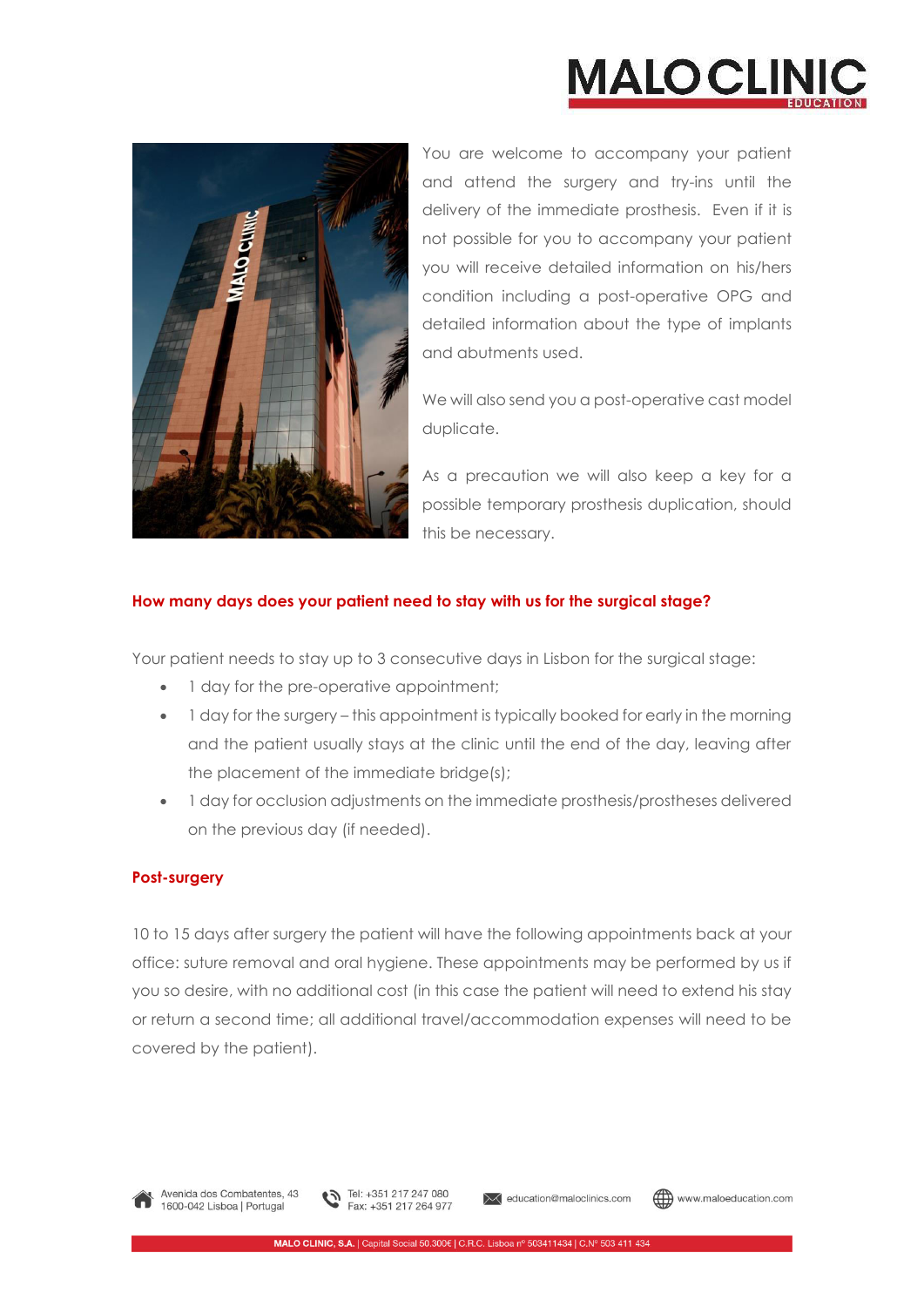You are welcome to accompany your patient and attend the surgery and try-ins until the delivery of the immediate prosthesis. Even if it is not possible for you to accompany your patient you will receive detailed information on his/hers condition including a post-operative OPG and detailed information about the type of implants and abutments used.

We will also send you a post-operative cast model duplicate.

As a precaution we will also keep a key for a possible temporary prosthesis duplication, should this be necessary.

### How many days does your patient need to stay with us for the surgical stage?

Your patient needs to stay up to 3 consecutive days in Lisbon for the surgical stage:

- 1 day for the pre-operative appointment;
- 1 day for the surgery – this appointment is typically booked for early in the morning and the patient usually stays at the clinic until the end of the day, leaving after the placement of the immediate bridge(s);
- 1 day for occlusion adjustments on the immediate prosthesis/prostheses delivered on the previous day (if needed).

### Post-surgery

10 to 15 days after surgery the patient will have the following appointments back at your office: suture removal and oral hygiene. These appointments may be performed by us if you so desire, with no additional cost (in this case the patient will need to extend his stay or return a second time; all additional travel/accommodation expenses will need to be covered by the patient).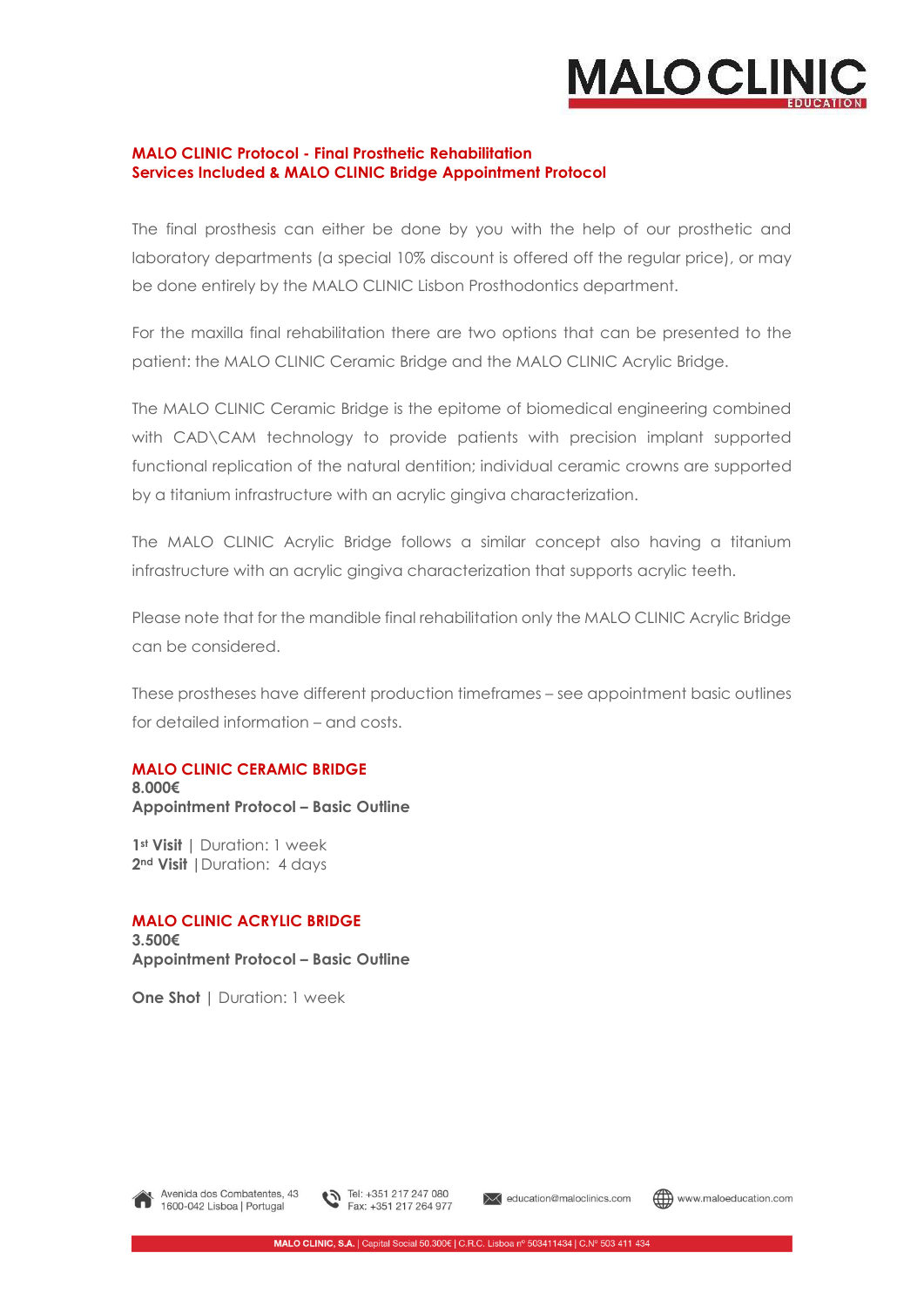**MALO CLINIC Protocol - Final Prosthetic Rehabilitation**
**Services Included & MALO CLINIC Bridge Appointment Protocol**

The final prosthesis can either be done by you with the help of our prosthetic and laboratory departments (a special 10% discount is offered off the regular price), or may be done entirely by the MALO CLINIC Lisbon Prosthodontics department.

For the maxilla final rehabilitation there are two options that can be presented to the patient: the MALO CLINIC Ceramic Bridge and the MALO CLINIC Acrylic Bridge.

The MALO CLINIC Ceramic Bridge is the epitome of biomedical engineering combined with CAD\CAM technology to provide patients with precision implant supported functional replication of the natural dentition; individual ceramic crowns are supported by a titanium infrastructure with an acrylic gingiva characterization.

The MALO CLINIC Acrylic Bridge follows a similar concept also having a titanium infrastructure with an acrylic gingiva characterization that supports acrylic teeth.

Please note that for the mandible final rehabilitation only the MALO CLINIC Acrylic Bridge can be considered.

These prostheses have different production timeframes – see appointment basic outlines for detailed information – and costs.

**MALO CLINIC CERAMIC BRIDGE**
**8.000€**
**Appointment Protocol – Basic Outline**

**1st Visit** | Duration: 1 week
**2nd Visit** | Duration: 4 days

**MALO CLINIC ACRYLIC BRIDGE**
**3.500€**
**Appointment Protocol – Basic Outline**

**One Shot** | Duration: 1 week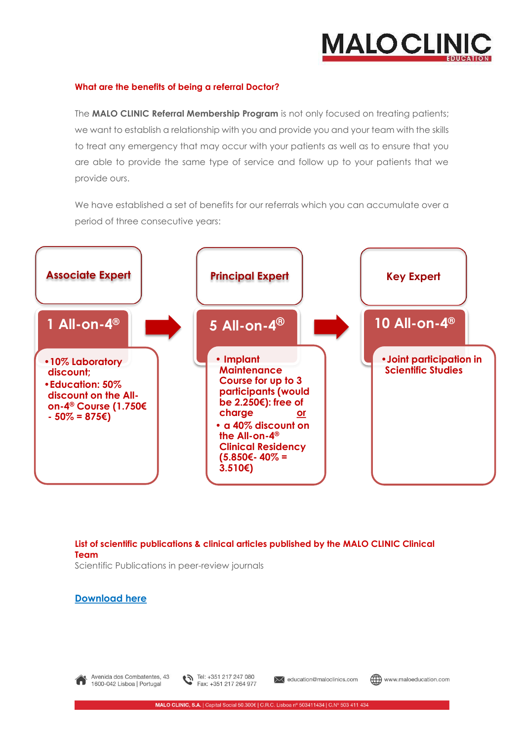### What are the benefits of being a referral Doctor?

The **MALO CLINIC Referral Membership Program** is not only focused on treating patients; we want to establish a relationship with you and provide you and your team with the skills to treat any emergency that may occur with your patients as well as to ensure that you are able to provide the same type of service and follow up to your patients that we provide ours.

We have established a set of benefits for our referrals which you can accumulate over a period of three consecutive years:

**Associate Expert**

**1 All-on-4®**

- 10% Laboratory discount;
- Education: 50% discount on the All-on-4® Course (1.750€ - 50% = 875€)

**Principal Expert**

**5 All-on-4®**

- Implant Maintenance Course for up to 3 participants (would be 2.250€): free of charge <u>or</u>
- a 40% discount on the All-on-4® Clinical Residency (5.850€- 40% = 3.510€)

**Key Expert**

**10 All-on-4®**

- Joint participation in Scientific Studies

### List of scientific publications & clinical articles published by the MALO CLINIC Clinical Team

Scientific Publications in peer-review journals

Download here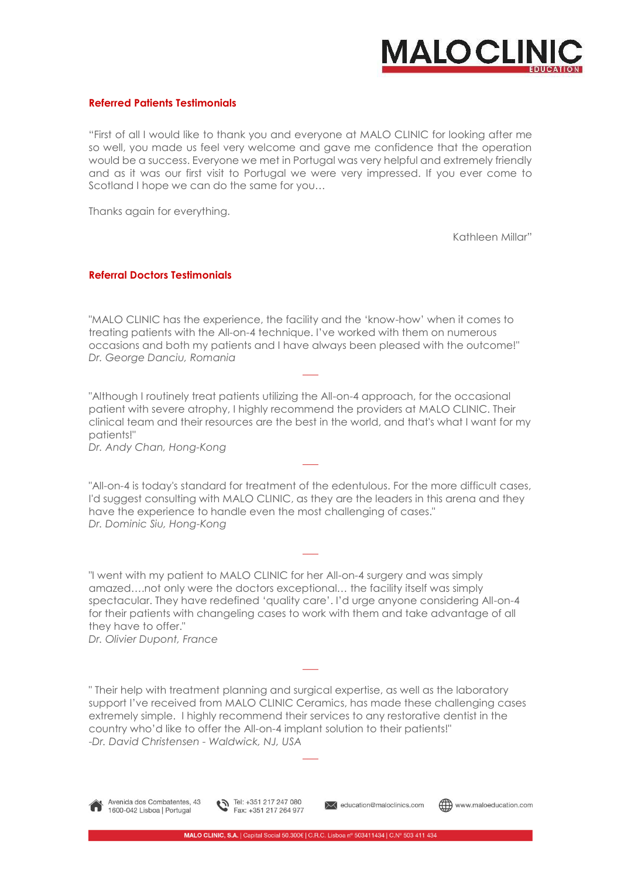## Referred Patients Testimonials

"First of all I would like to thank you and everyone at MALO CLINIC for looking after me so well, you made us feel very welcome and gave me confidence that the operation would be a success. Everyone we met in Portugal was very helpful and extremely friendly and as it was our first visit to Portugal we were very impressed. If you ever come to Scotland I hope we can do the same for you…

Thanks again for everything.

Kathleen Millar"

## Referral Doctors Testimonials

"MALO CLINIC has the experience, the facility and the 'know-how' when it comes to treating patients with the All-on-4 technique. I've worked with them on numerous occasions and both my patients and I have always been pleased with the outcome!"
*Dr. George Danciu, Romania*

---

"Although I routinely treat patients utilizing the All-on-4 approach, for the occasional patient with severe atrophy, I highly recommend the providers at MALO CLINIC. Their clinical team and their resources are the best in the world, and that's what I want for my patients!"
*Dr. Andy Chan, Hong-Kong*

---

"All-on-4 is today's standard for treatment of the edentulous. For the more difficult cases, I'd suggest consulting with MALO CLINIC, as they are the leaders in this arena and they have the experience to handle even the most challenging of cases."
*Dr. Dominic Siu, Hong-Kong*

---

"I went with my patient to MALO CLINIC for her All-on-4 surgery and was simply amazed….not only were the doctors exceptional… the facility itself was simply spectacular. They have redefined 'quality care'. I'd urge anyone considering All-on-4 for their patients with changeling cases to work with them and take advantage of all they have to offer."
*Dr. Olivier Dupont, France*

---

" Their help with treatment planning and surgical expertise, as well as the laboratory support I've received from MALO CLINIC Ceramics, has made these challenging cases extremely simple. I highly recommend their services to any restorative dentist in the country who'd like to offer the All-on-4 implant solution to their patients!"
*-Dr. David Christensen - Waldwick, NJ, USA*

---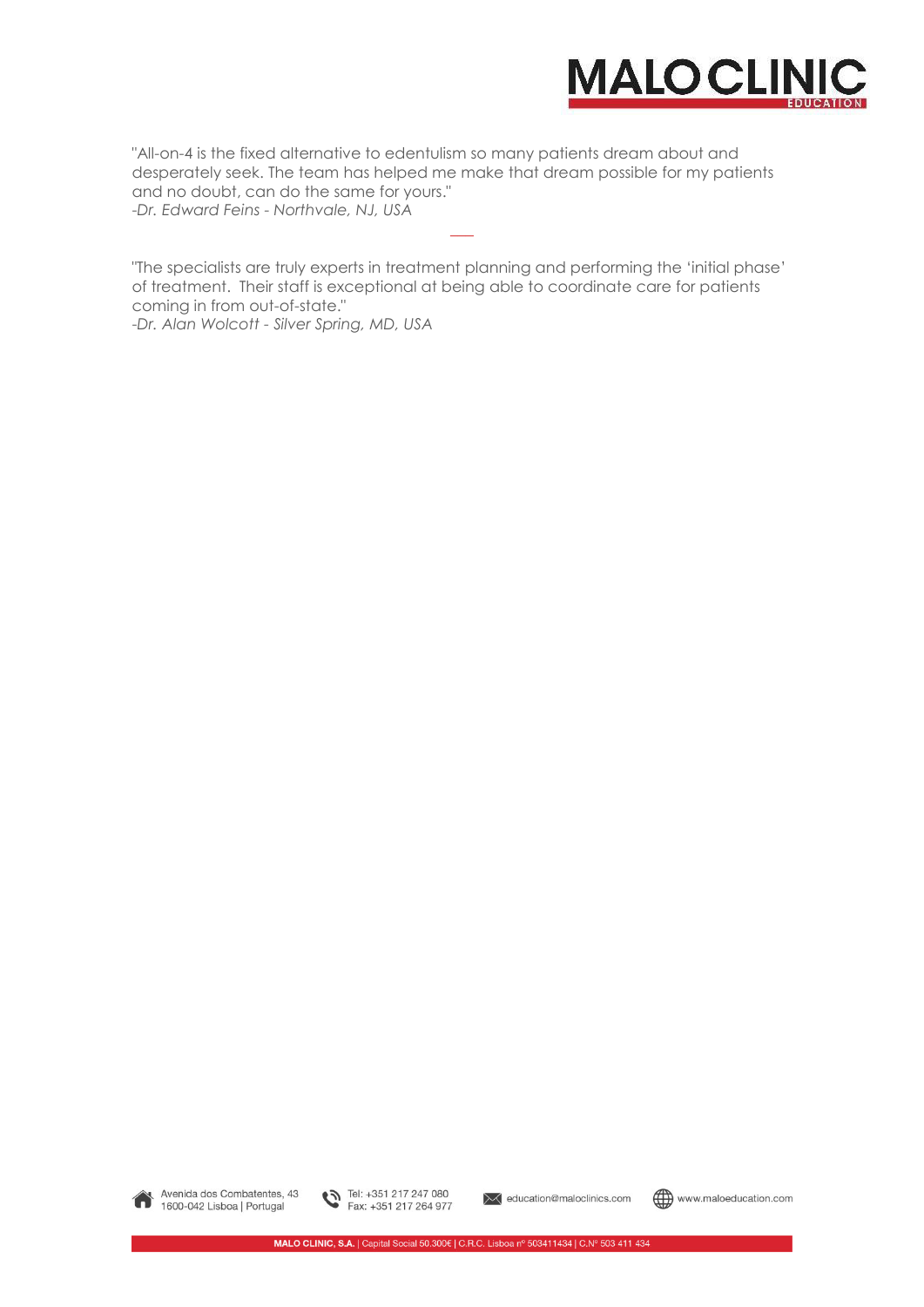"All-on-4 is the fixed alternative to edentulism so many patients dream about and desperately seek. The team has helped me make that dream possible for my patients and no doubt, can do the same for yours."
*-Dr. Edward Feins - Northvale, NJ, USA*

---

"The specialists are truly experts in treatment planning and performing the 'initial phase' of treatment. Their staff is exceptional at being able to coordinate care for patients coming in from out-of-state."
*-Dr. Alan Wolcott - Silver Spring, MD, USA*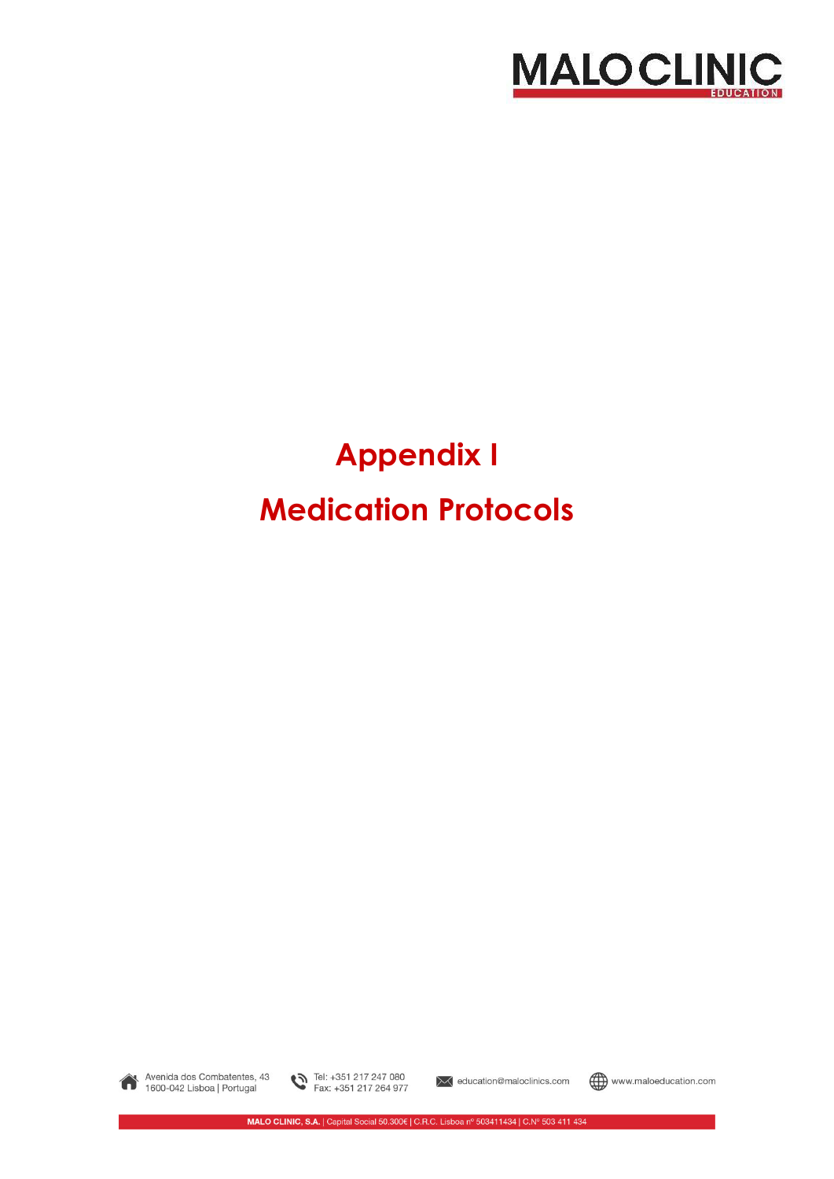# Appendix I

# Medication Protocols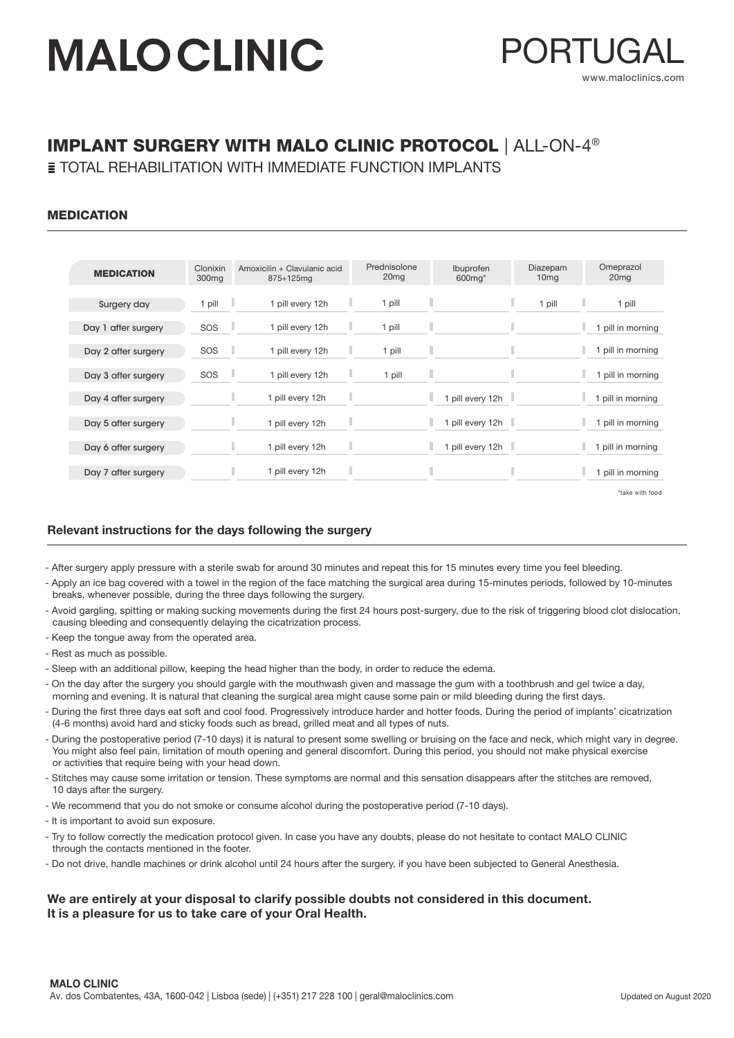# MALO CLINIC

PORTUGAL

www.maloclinics.com

## IMPLANT SURGERY WITH MALO CLINIC PROTOCOL | ALL-ON-4®

TOTAL REHABILITATION WITH IMMEDIATE FUNCTION IMPLANTS

### MEDICATION

| MEDICATION | Clonixin 300mg | Amoxicilin + Clavulanic acid 875+125mg | Prednisolone 20mg | Ibuprofen 600mg* | Diazepam 10mg | Omeprazol 20mg |
|---|---|---|---|---|---|---|
| Surgery day | 1 pill | 1 pill every 12h | 1 pill | | 1 pill | 1 pill |
| Day 1 after surgery | SOS | 1 pill every 12h | 1 pill | | | 1 pill in morning |
| Day 2 after surgery | SOS | 1 pill every 12h | 1 pill | | | 1 pill in morning |
| Day 3 after surgery | SOS | 1 pill every 12h | 1 pill | | | 1 pill in morning |
| Day 4 after surgery | | 1 pill every 12h | | 1 pill every 12h | | 1 pill in morning |
| Day 5 after surgery | | 1 pill every 12h | | 1 pill every 12h | | 1 pill in morning |
| Day 6 after surgery | | 1 pill every 12h | | 1 pill every 12h | | 1 pill in morning |
| Day 7 after surgery | | 1 pill every 12h | | | | 1 pill in morning |

*take with food

### Relevant instructions for the days following the surgery

- After surgery apply pressure with a sterile swab for around 30 minutes and repeat this for 15 minutes every time you feel bleeding.
- Apply an ice bag covered with a towel in the region of the face matching the surgical area during 15-minutes periods, followed by 10-minutes breaks, whenever possible, during the three days following the surgery.
- Avoid gargling, spitting or making sucking movements during the first 24 hours post-surgery, due to the risk of triggering blood clot dislocation, causing bleeding and consequently delaying the cicatrization process.
- Keep the tongue away from the operated area.
- Rest as much as possible.
- Sleep with an additional pillow, keeping the head higher than the body, in order to reduce the edema.
- On the day after the surgery you should gargle with the mouthwash given and massage the gum with a toothbrush and gel twice a day, morning and evening. It is natural that cleaning the surgical area might cause some pain or mild bleeding during the first days.
- During the first three days eat soft and cool food. Progressively introduce harder and hotter foods. During the period of implants' cicatrization (4-6 months) avoid hard and sticky foods such as bread, grilled meat and all types of nuts.
- During the postoperative period (7-10 days) it is natural to present some swelling or bruising on the face and neck, which might vary in degree. You might also feel pain, limitation of mouth opening and general discomfort. During this period, you should not make physical exercise or activities that require being with your head down.
- Stitches may cause some irritation or tension. These symptoms are normal and this sensation disappears after the stitches are removed, 10 days after the surgery.
- We recommend that you do not smoke or consume alcohol during the postoperative period (7-10 days).
- It is important to avoid sun exposure.
- Try to follow correctly the medication protocol given. In case you have any doubts, please do not hesitate to contact MALO CLINIC through the contacts mentioned in the footer.
- Do not drive, handle machines or drink alcohol until 24 hours after the surgery, if you have been subjected to General Anesthesia.

**We are entirely at your disposal to clarify possible doubts not considered in this document.**
**It is a pleasure for us to take care of your Oral Health.**

**MALO CLINIC**
Av. dos Combatentes, 43A, 1600-042 | Lisboa (sede) | (+351) 217 228 100 | geral@maloclinics.com

Updated on August 2020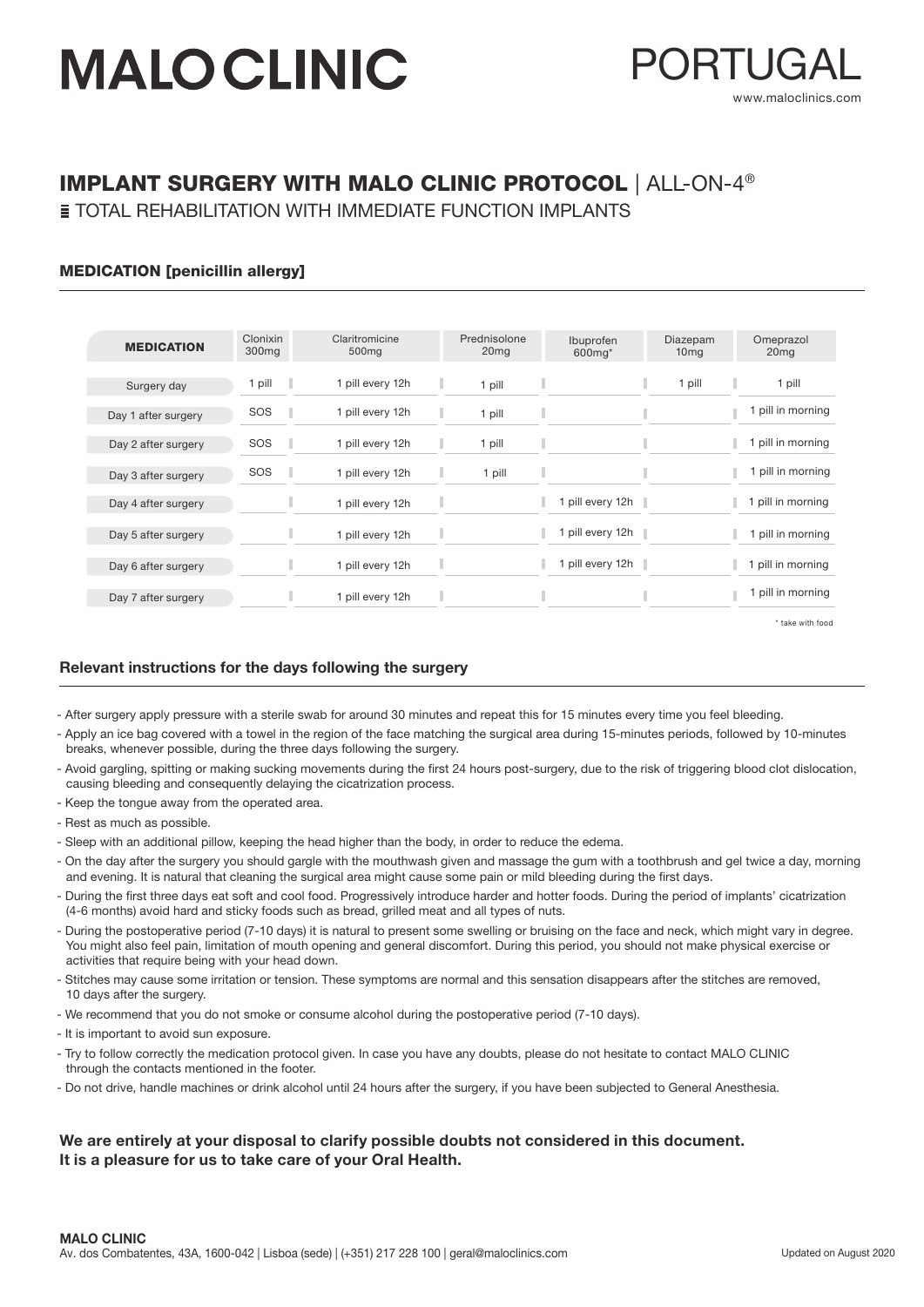# MALO CLINIC

PORTUGAL

www.maloclinics.com

## IMPLANT SURGERY WITH MALO CLINIC PROTOCOL | ALL-ON-4®

TOTAL REHABILITATION WITH IMMEDIATE FUNCTION IMPLANTS

### MEDICATION [penicillin allergy]

| MEDICATION | Clonixin 300mg | Claritromicine 500mg | Prednisolone 20mg | Ibuprofen 600mg* | Diazepam 10mg | Omeprazol 20mg |
|---|---|---|---|---|---|---|
| Surgery day | 1 pill | 1 pill every 12h | 1 pill | | 1 pill | 1 pill |
| Day 1 after surgery | SOS | 1 pill every 12h | 1 pill | | | 1 pill in morning |
| Day 2 after surgery | SOS | 1 pill every 12h | 1 pill | | | 1 pill in morning |
| Day 3 after surgery | SOS | 1 pill every 12h | 1 pill | | | 1 pill in morning |
| Day 4 after surgery | | 1 pill every 12h | | 1 pill every 12h | | 1 pill in morning |
| Day 5 after surgery | | 1 pill every 12h | | 1 pill every 12h | | 1 pill in morning |
| Day 6 after surgery | | 1 pill every 12h | | 1 pill every 12h | | 1 pill in morning |
| Day 7 after surgery | | 1 pill every 12h | | | | 1 pill in morning |

\* take with food

### Relevant instructions for the days following the surgery

- After surgery apply pressure with a sterile swab for around 30 minutes and repeat this for 15 minutes every time you feel bleeding.
- Apply an ice bag covered with a towel in the region of the face matching the surgical area during 15-minutes periods, followed by 10-minutes breaks, whenever possible, during the three days following the surgery.
- Avoid gargling, spitting or making sucking movements during the first 24 hours post-surgery, due to the risk of triggering blood clot dislocation, causing bleeding and consequently delaying the cicatrization process.
- Keep the tongue away from the operated area.
- Rest as much as possible.
- Sleep with an additional pillow, keeping the head higher than the body, in order to reduce the edema.
- On the day after the surgery you should gargle with the mouthwash given and massage the gum with a toothbrush and gel twice a day, morning and evening. It is natural that cleaning the surgical area might cause some pain or mild bleeding during the first days.
- During the first three days eat soft and cool food. Progressively introduce harder and hotter foods. During the period of implants' cicatrization (4-6 months) avoid hard and sticky foods such as bread, grilled meat and all types of nuts.
- During the postoperative period (7-10 days) it is natural to present some swelling or bruising on the face and neck, which might vary in degree. You might also feel pain, limitation of mouth opening and general discomfort. During this period, you should not make physical exercise or activities that require being with your head down.
- Stitches may cause some irritation or tension. These symptoms are normal and this sensation disappears after the stitches are removed, 10 days after the surgery.
- We recommend that you do not smoke or consume alcohol during the postoperative period (7-10 days).
- It is important to avoid sun exposure.
- Try to follow correctly the medication protocol given. In case you have any doubts, please do not hesitate to contact MALO CLINIC through the contacts mentioned in the footer.
- Do not drive, handle machines or drink alcohol until 24 hours after the surgery, if you have been subjected to General Anesthesia.

**We are entirely at your disposal to clarify possible doubts not considered in this document.
It is a pleasure for us to take care of your Oral Health.**

**MALO CLINIC**
Av. dos Combatentes, 43A, 1600-042 | Lisboa (sede) | (+351) 217 228 100 | geral@maloclinics.com

Updated on August 2020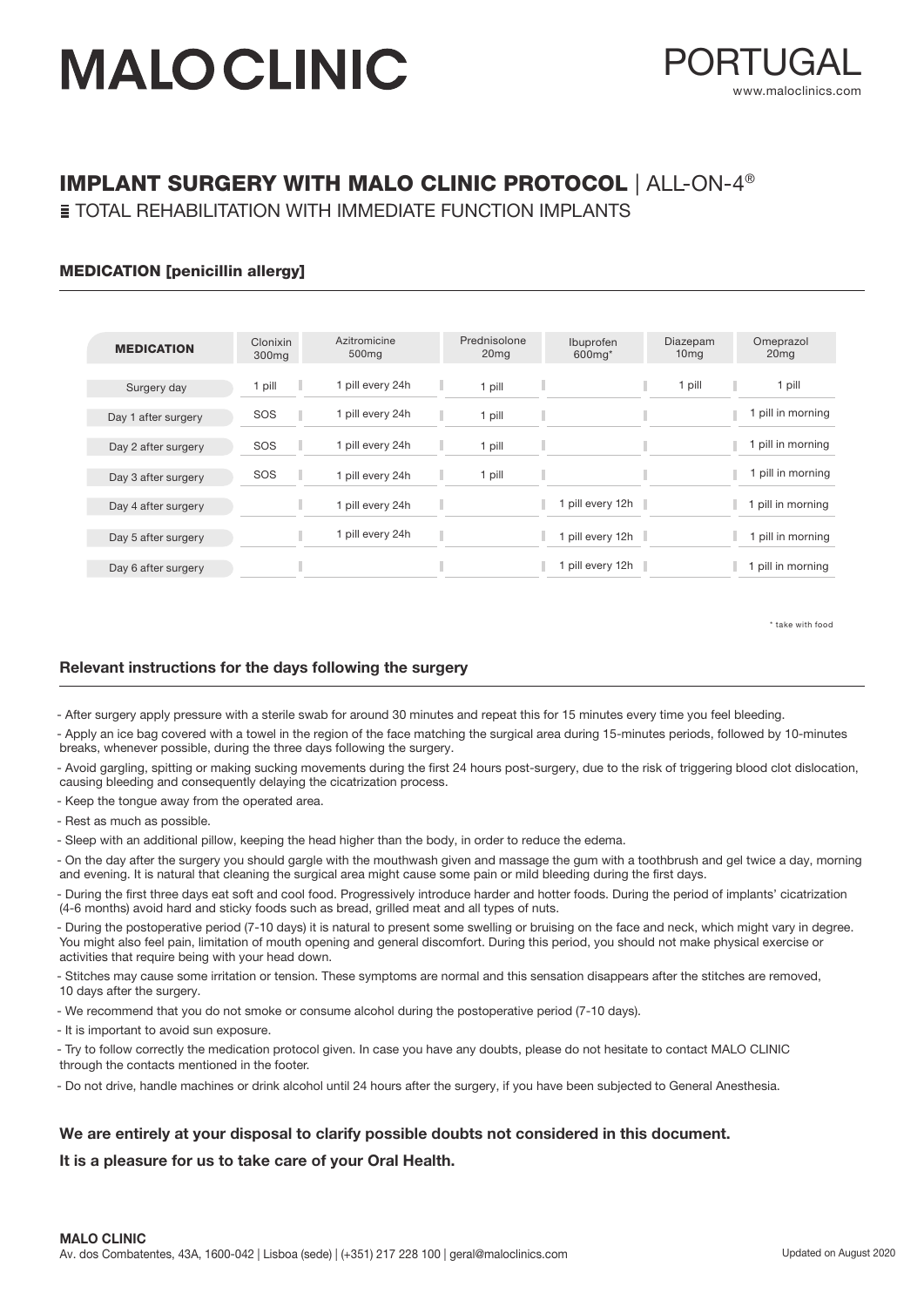# MALO CLINIC

PORTUGAL
www.maloclinics.com

## IMPLANT SURGERY WITH MALO CLINIC PROTOCOL | ALL-ON-4®

TOTAL REHABILITATION WITH IMMEDIATE FUNCTION IMPLANTS

### MEDICATION [penicillin allergy]

| MEDICATION | Clonixin 300mg | Azitromicine 500mg | Prednisolone 20mg | Ibuprofen 600mg* | Diazepam 10mg | Omeprazol 20mg |
|---|---|---|---|---|---|---|
| Surgery day | 1 pill | 1 pill every 24h | 1 pill | | 1 pill | 1 pill |
| Day 1 after surgery | SOS | 1 pill every 24h | 1 pill | | | 1 pill in morning |
| Day 2 after surgery | SOS | 1 pill every 24h | 1 pill | | | 1 pill in morning |
| Day 3 after surgery | SOS | 1 pill every 24h | 1 pill | | | 1 pill in morning |
| Day 4 after surgery | | 1 pill every 24h | | 1 pill every 12h | | 1 pill in morning |
| Day 5 after surgery | | 1 pill every 24h | | 1 pill every 12h | | 1 pill in morning |
| Day 6 after surgery | | | | 1 pill every 12h | | 1 pill in morning |

* take with food

### Relevant instructions for the days following the surgery

- After surgery apply pressure with a sterile swab for around 30 minutes and repeat this for 15 minutes every time you feel bleeding.
- Apply an ice bag covered with a towel in the region of the face matching the surgical area during 15-minutes periods, followed by 10-minutes breaks, whenever possible, during the three days following the surgery.
- Avoid gargling, spitting or making sucking movements during the first 24 hours post-surgery, due to the risk of triggering blood clot dislocation, causing bleeding and consequently delaying the cicatrization process.
- Keep the tongue away from the operated area.
- Rest as much as possible.
- Sleep with an additional pillow, keeping the head higher than the body, in order to reduce the edema.
- On the day after the surgery you should gargle with the mouthwash given and massage the gum with a toothbrush and gel twice a day, morning and evening. It is natural that cleaning the surgical area might cause some pain or mild bleeding during the first days.
- During the first three days eat soft and cool food. Progressively introduce harder and hotter foods. During the period of implants' cicatrization (4-6 months) avoid hard and sticky foods such as bread, grilled meat and all types of nuts.
- During the postoperative period (7-10 days) it is natural to present some swelling or bruising on the face and neck, which might vary in degree. You might also feel pain, limitation of mouth opening and general discomfort. During this period, you should not make physical exercise or activities that require being with your head down.
- Stitches may cause some irritation or tension. These symptoms are normal and this sensation disappears after the stitches are removed, 10 days after the surgery.
- We recommend that you do not smoke or consume alcohol during the postoperative period (7-10 days).
- It is important to avoid sun exposure.
- Try to follow correctly the medication protocol given. In case you have any doubts, please do not hesitate to contact MALO CLINIC through the contacts mentioned in the footer.
- Do not drive, handle machines or drink alcohol until 24 hours after the surgery, if you have been subjected to General Anesthesia.

**We are entirely at your disposal to clarify possible doubts not considered in this document.**

**It is a pleasure for us to take care of your Oral Health.**

**MALO CLINIC**
Av. dos Combatentes, 43A, 1600-042 | Lisboa (sede) | (+351) 217 228 100 | geral@maloclinics.com

Updated on August 2020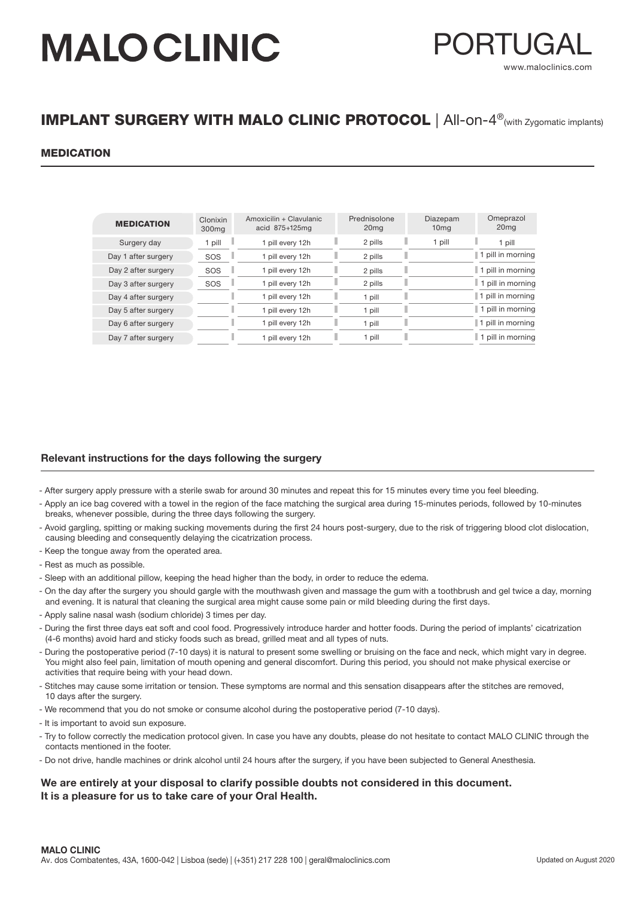# MALO CLINIC

PORTUGAL

www.maloclinics.com

## IMPLANT SURGERY WITH MALO CLINIC PROTOCOL | All-on-4®(with Zygomatic implants)

### MEDICATION

| MEDICATION | Clonixin 300mg | Amoxicilin + Clavulanic acid 875+125mg | Prednisolone 20mg | Diazepam 10mg | Omeprazol 20mg |
|---|---|---|---|---|---|
| Surgery day | 1 pill | 1 pill every 12h | 2 pills | 1 pill | 1 pill |
| Day 1 after surgery | SOS | 1 pill every 12h | 2 pills | | 1 pill in morning |
| Day 2 after surgery | SOS | 1 pill every 12h | 2 pills | | 1 pill in morning |
| Day 3 after surgery | SOS | 1 pill every 12h | 2 pills | | 1 pill in morning |
| Day 4 after surgery | | 1 pill every 12h | 1 pill | | 1 pill in morning |
| Day 5 after surgery | | 1 pill every 12h | 1 pill | | 1 pill in morning |
| Day 6 after surgery | | 1 pill every 12h | 1 pill | | 1 pill in morning |
| Day 7 after surgery | | 1 pill every 12h | 1 pill | | 1 pill in morning |

### Relevant instructions for the days following the surgery

- After surgery apply pressure with a sterile swab for around 30 minutes and repeat this for 15 minutes every time you feel bleeding.
- Apply an ice bag covered with a towel in the region of the face matching the surgical area during 15-minutes periods, followed by 10-minutes breaks, whenever possible, during the three days following the surgery.
- Avoid gargling, spitting or making sucking movements during the first 24 hours post-surgery, due to the risk of triggering blood clot dislocation, causing bleeding and consequently delaying the cicatrization process.
- Keep the tongue away from the operated area.
- Rest as much as possible.
- Sleep with an additional pillow, keeping the head higher than the body, in order to reduce the edema.
- On the day after the surgery you should gargle with the mouthwash given and massage the gum with a toothbrush and gel twice a day, morning and evening. It is natural that cleaning the surgical area might cause some pain or mild bleeding during the first days.
- Apply saline nasal wash (sodium chloride) 3 times per day.
- During the first three days eat soft and cool food. Progressively introduce harder and hotter foods. During the period of implants' cicatrization (4-6 months) avoid hard and sticky foods such as bread, grilled meat and all types of nuts.
- During the postoperative period (7-10 days) it is natural to present some swelling or bruising on the face and neck, which might vary in degree. You might also feel pain, limitation of mouth opening and general discomfort. During this period, you should not make physical exercise or activities that require being with your head down.
- Stitches may cause some irritation or tension. These symptoms are normal and this sensation disappears after the stitches are removed, 10 days after the surgery.
- We recommend that you do not smoke or consume alcohol during the postoperative period (7-10 days).
- It is important to avoid sun exposure.
- Try to follow correctly the medication protocol given. In case you have any doubts, please do not hesitate to contact MALO CLINIC through the contacts mentioned in the footer.
- Do not drive, handle machines or drink alcohol until 24 hours after the surgery, if you have been subjected to General Anesthesia.

**We are entirely at your disposal to clarify possible doubts not considered in this document.**
**It is a pleasure for us to take care of your Oral Health.**

**MALO CLINIC**
Av. dos Combatentes, 43A, 1600-042 | Lisboa (sede) | (+351) 217 228 100 | geral@maloclinics.com

Updated on August 2020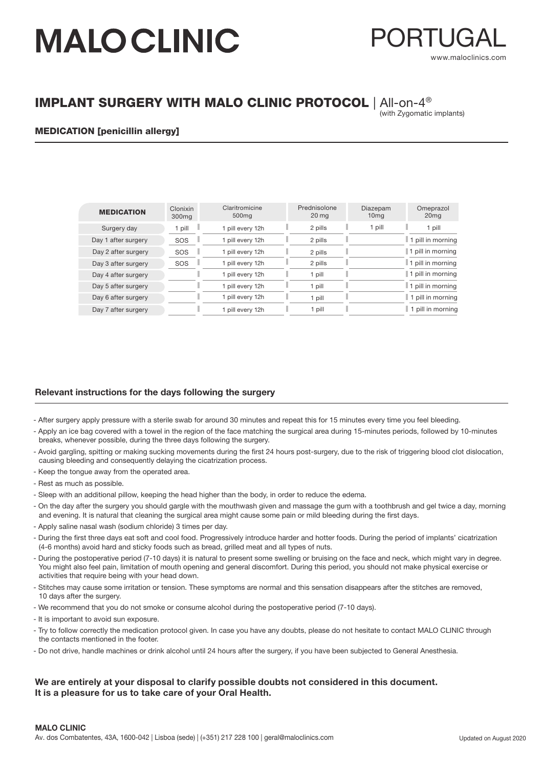# MALO CLINIC

PORTUGAL

www.maloclinics.com

## IMPLANT SURGERY WITH MALO CLINIC PROTOCOL | All-on-4® (with Zygomatic implants)

### MEDICATION [penicillin allergy]

| MEDICATION | Clonixin 300mg | Claritromicine 500mg | Prednisolone 20 mg | Diazepam 10mg | Omeprazol 20mg |
|---|---|---|---|---|---|
| Surgery day | 1 pill | 1 pill every 12h | 2 pills | 1 pill | 1 pill |
| Day 1 after surgery | SOS | 1 pill every 12h | 2 pills | | 1 pill in morning |
| Day 2 after surgery | SOS | 1 pill every 12h | 2 pills | | 1 pill in morning |
| Day 3 after surgery | SOS | 1 pill every 12h | 2 pills | | 1 pill in morning |
| Day 4 after surgery | | 1 pill every 12h | 1 pill | | 1 pill in morning |
| Day 5 after surgery | | 1 pill every 12h | 1 pill | | 1 pill in morning |
| Day 6 after surgery | | 1 pill every 12h | 1 pill | | 1 pill in morning |
| Day 7 after surgery | | 1 pill every 12h | 1 pill | | 1 pill in morning |

### Relevant instructions for the days following the surgery

- After surgery apply pressure with a sterile swab for around 30 minutes and repeat this for 15 minutes every time you feel bleeding.
- Apply an ice bag covered with a towel in the region of the face matching the surgical area during 15-minutes periods, followed by 10-minutes breaks, whenever possible, during the three days following the surgery.
- Avoid gargling, spitting or making sucking movements during the first 24 hours post-surgery, due to the risk of triggering blood clot dislocation, causing bleeding and consequently delaying the cicatrization process.
- Keep the tongue away from the operated area.
- Rest as much as possible.
- Sleep with an additional pillow, keeping the head higher than the body, in order to reduce the edema.
- On the day after the surgery you should gargle with the mouthwash given and massage the gum with a toothbrush and gel twice a day, morning and evening. It is natural that cleaning the surgical area might cause some pain or mild bleeding during the first days.
- Apply saline nasal wash (sodium chloride) 3 times per day.
- During the first three days eat soft and cool food. Progressively introduce harder and hotter foods. During the period of implants' cicatrization (4-6 months) avoid hard and sticky foods such as bread, grilled meat and all types of nuts.
- During the postoperative period (7-10 days) it is natural to present some swelling or bruising on the face and neck, which might vary in degree. You might also feel pain, limitation of mouth opening and general discomfort. During this period, you should not make physical exercise or activities that require being with your head down.
- Stitches may cause some irritation or tension. These symptoms are normal and this sensation disappears after the stitches are removed, 10 days after the surgery.
- We recommend that you do not smoke or consume alcohol during the postoperative period (7-10 days).
- It is important to avoid sun exposure.
- Try to follow correctly the medication protocol given. In case you have any doubts, please do not hesitate to contact MALO CLINIC through the contacts mentioned in the footer.
- Do not drive, handle machines or drink alcohol until 24 hours after the surgery, if you have been subjected to General Anesthesia.

**We are entirely at your disposal to clarify possible doubts not considered in this document.**
**It is a pleasure for us to take care of your Oral Health.**

**MALO CLINIC**
Av. dos Combatentes, 43A, 1600-042 | Lisboa (sede) | (+351) 217 228 100 | geral@maloclinics.com

Updated on August 2020